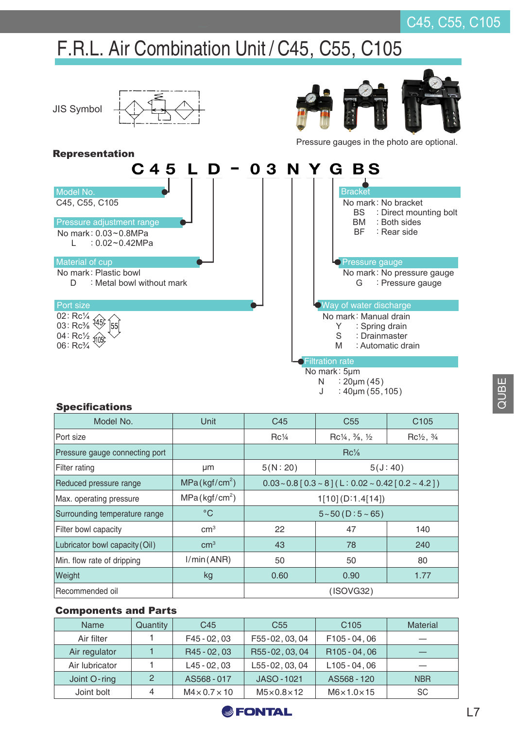# F.R.L. Air Combination Unit / C45, C55, C105

JIS Symbol

Pressure gauges in the photo are optional.

### Representation

**C45 L D - 03 N Y G BS**

**Model No.**
C45, C55, C105

**Pressure adjustment range**
No mark : 0.03~0.8MPa
L : 0.02~0.42MPa

**Material of cup**
No mark : Plastic bowl
D : Metal bowl without mark

**Port size**
02 : Rc¼
03 : Rc⅜ (45) (55)
04 : Rc½ (105)
06 : Rc¾

**Bracket**
No mark : No bracket
BS : Direct mounting bolt
BM : Both sides
BF : Rear side

**Pressure gauge**
No mark : No pressure gauge
G : Pressure gauge

**Way of water discharge**
No mark : Manual drain
Y : Spring drain
S : Drainmaster
M : Automatic drain

**Filtration rate**
No mark : 5μm
N : 20μm (45)
J : 40μm (55, 105)

### Specifications

| Model No. | Unit | C45 | C55 | C105 |
|---|---|---|---|---|
| Port size | | Rc¼ | Rc¼, ⅜, ½ | Rc½, ¾ |
| Pressure gauge connecting port | | Rc⅛ | | |
| Filter rating | μm | 5 (N : 20) | 5 (J : 40) | |
| Reduced pressure range | MPa (kgf/cm²) | 0.03~0.8 [0.3~8] (L : 0.02~0.42 [0.2~4.2]) | | |
| Max. operating pressure | MPa (kgf/cm²) | 1 [10] (D:1.4 [14]) | | |
| Surrounding temperature range | °C | 5~50 (D : 5~65) | | |
| Filter bowl capacity | cm³ | 22 | 47 | 140 |
| Lubricator bowl capacity (Oil) | cm³ | 43 | 78 | 240 |
| Min. flow rate of dripping | l/min (ANR) | 50 | 50 | 80 |
| Weight | kg | 0.60 | 0.90 | 1.77 |
| Recommended oil | | (ISOVG32) | | |

### Components and Parts

| Name | Quantity | C45 | C55 | C105 | Material |
|---|---|---|---|---|---|
| Air filter | 1 | F45 - 02, 03 | F55 - 02, 03, 04 | F105 - 04, 06 | — |
| Air regulator | 1 | R45 - 02, 03 | R55 - 02, 03, 04 | R105 - 04, 06 | — |
| Air lubricator | 1 | L45 - 02, 03 | L55 - 02, 03, 04 | L105 - 04, 06 | — |
| Joint O-ring | 2 | AS568 - 017 | JASO - 1021 | AS568 - 120 | NBR |
| Joint bolt | 4 | M4 × 0.7 × 10 | M5 × 0.8 × 12 | M6 × 1.0 × 15 | SC |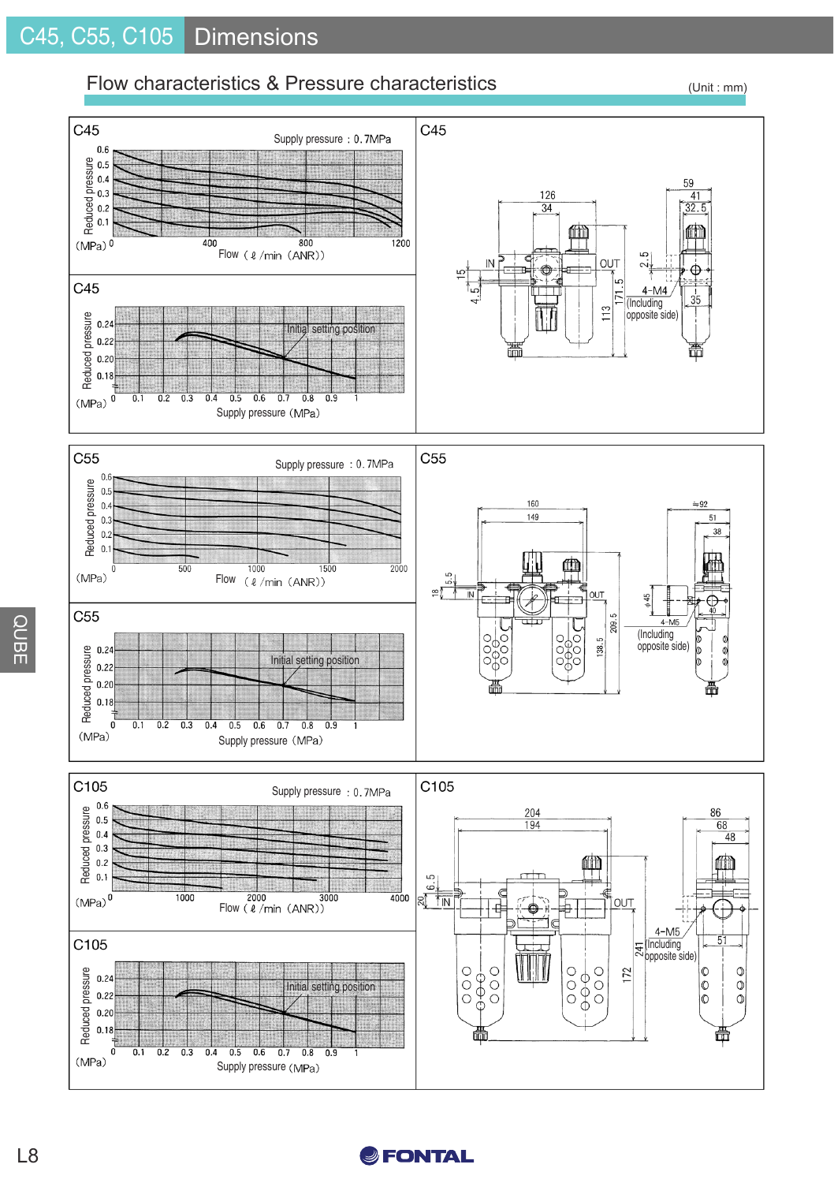# C45, C55, C105 Dimensions

## Flow characteristics & Pressure characteristics

(Unit : mm)

### C45

Supply pressure : 0.7MPa

Reduced pressure (MPa)
0.6
0.5
0.4
0.3
0.2
0.1
0
400
800
1200
Flow (ℓ/min (ANR))

### C45

Reduced pressure (MPa)
0.24
0.22
0.20
0.18
0
0.1 0.2 0.3 0.4 0.5 0.6 0.7 0.8 0.9 1
Initial setting position
Supply pressure (MPa)

### C45

126
34
59
41
32.5
IN
OUT
15
4.5
2.5
171.5
113
4-M4
(Including opposite side)
35

### C55

Supply pressure : 0.7MPa

Reduced pressure (MPa)
0.6
0.5
0.4
0.3
0.2
0.1
0
500
1000
1500
2000
Flow (ℓ/min (ANR))

### C55

Reduced pressure (MPa)
0.24
0.22
0.20
0.18
0
0.1 0.2 0.3 0.4 0.5 0.6 0.7 0.8 0.9 1
Initial setting position
Supply pressure (MPa)

### C55

160
149
≒92
51
38
18
5.5
IN
OUT
φ45
4-M5
(Including opposite side)
40
209.5
138.5

### C105

Supply pressure : 0.7MPa

Reduced pressure (MPa)
0.6
0.5
0.4
0.3
0.2
0.1
0
1000
2000
3000
4000
Flow (ℓ/min (ANR))

### C105

Reduced pressure (MPa)
0.24
0.22
0.20
0.18
0
0.1 0.2 0.3 0.4 0.5 0.6 0.7 0.8 0.9 1
Initial setting position
Supply pressure (MPa)

### C105

204
194
86
68
48
6.5
20
IN
OUT
4-M5
(Including opposite side)
51
241
172

QUBE

FONTAL